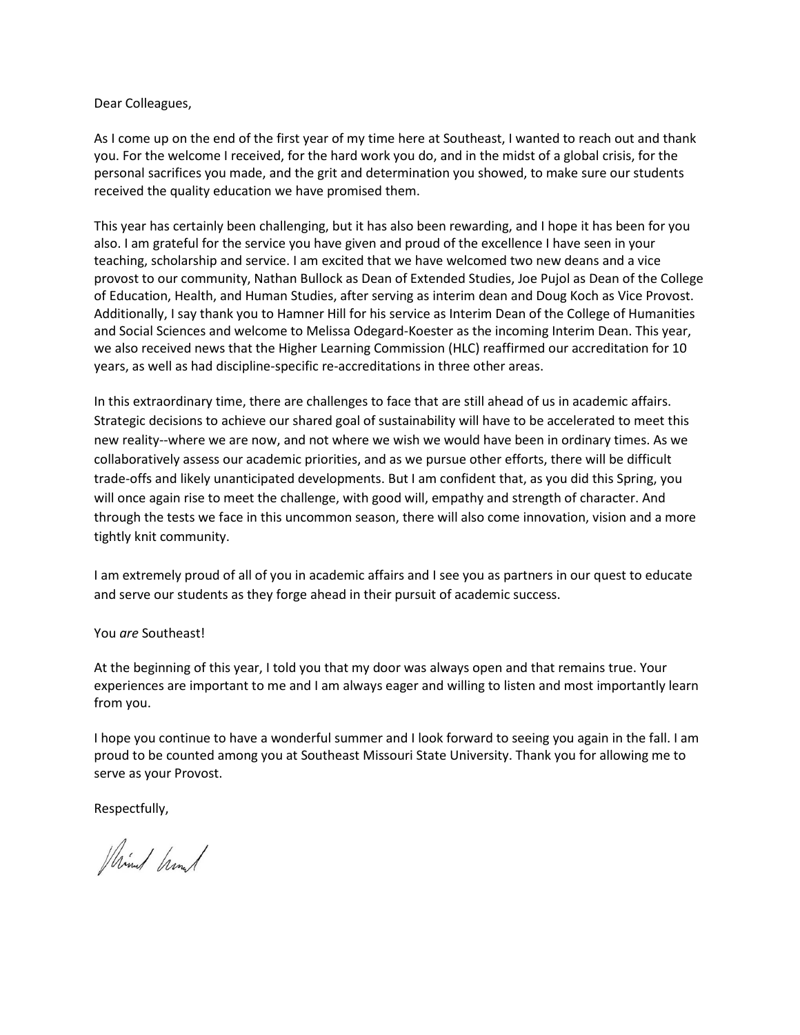Dear Colleagues,

As I come up on the end of the first year of my time here at Southeast, I wanted to reach out and thank you. For the welcome I received, for the hard work you do, and in the midst of a global crisis, for the personal sacrifices you made, and the grit and determination you showed, to make sure our students received the quality education we have promised them.

This year has certainly been challenging, but it has also been rewarding, and I hope it has been for you also. I am grateful for the service you have given and proud of the excellence I have seen in your teaching, scholarship and service. I am excited that we have welcomed two new deans and a vice provost to our community, Nathan Bullock as Dean of Extended Studies, Joe Pujol as Dean of the College of Education, Health, and Human Studies, after serving as interim dean and Doug Koch as Vice Provost. Additionally, I say thank you to Hamner Hill for his service as Interim Dean of the College of Humanities and Social Sciences and welcome to Melissa Odegard-Koester as the incoming Interim Dean. This year, we also received news that the Higher Learning Commission (HLC) reaffirmed our accreditation for 10 years, as well as had discipline-specific re-accreditations in three other areas.

In this extraordinary time, there are challenges to face that are still ahead of us in academic affairs. Strategic decisions to achieve our shared goal of sustainability will have to be accelerated to meet this new reality--where we are now, and not where we wish we would have been in ordinary times. As we collaboratively assess our academic priorities, and as we pursue other efforts, there will be difficult trade-offs and likely unanticipated developments. But I am confident that, as you did this Spring, you will once again rise to meet the challenge, with good will, empathy and strength of character. And through the tests we face in this uncommon season, there will also come innovation, vision and a more tightly knit community.

I am extremely proud of all of you in academic affairs and I see you as partners in our quest to educate and serve our students as they forge ahead in their pursuit of academic success.

You *are* Southeast!

At the beginning of this year, I told you that my door was always open and that remains true. Your experiences are important to me and I am always eager and willing to listen and most importantly learn from you.

I hope you continue to have a wonderful summer and I look forward to seeing you again in the fall. I am proud to be counted among you at Southeast Missouri State University. Thank you for allowing me to serve as your Provost.

Respectfully,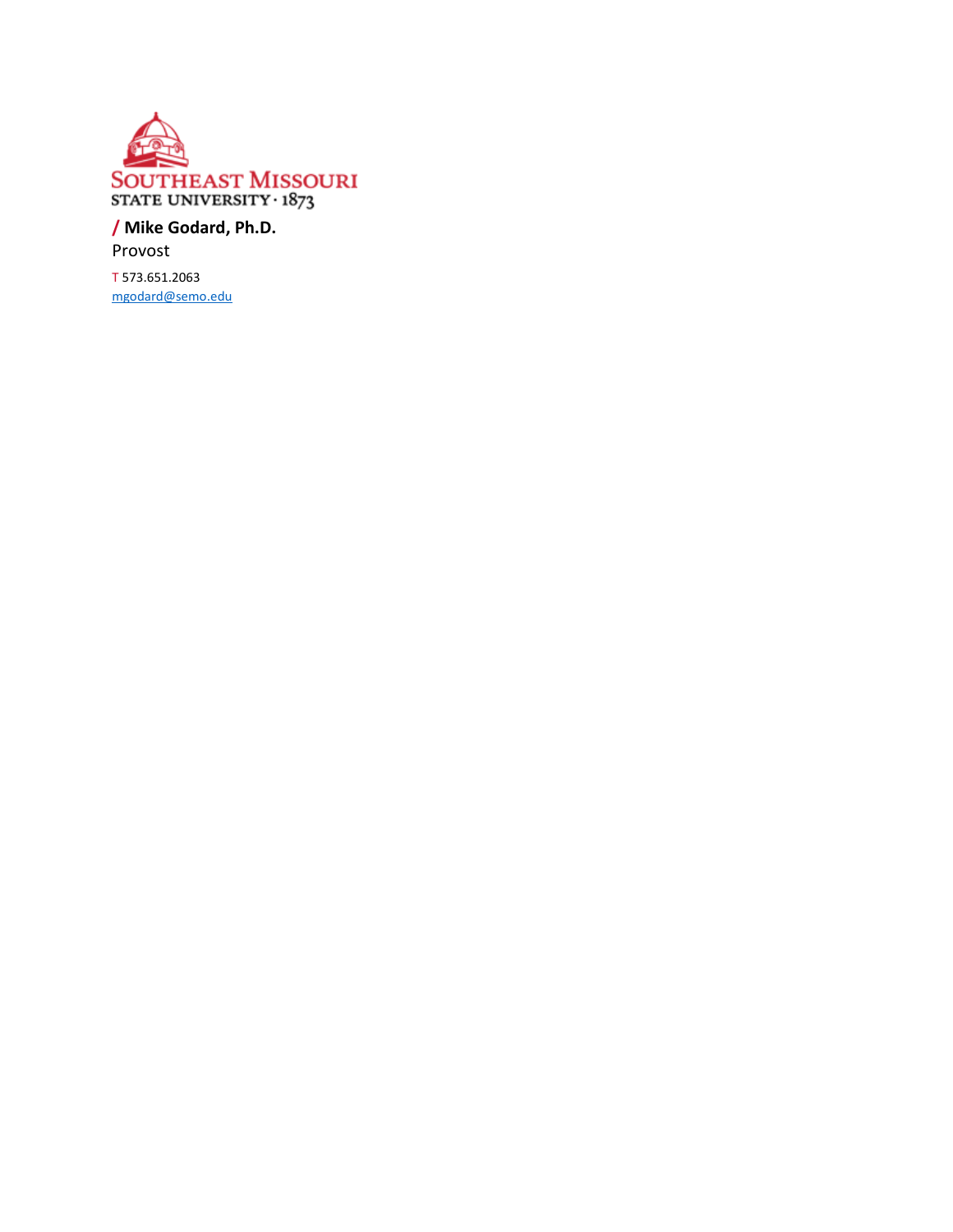SOUTHEAST MISSOURI
STATE UNIVERSITY · 1873

**/ Mike Godard, Ph.D.**
Provost

T 573.651.2063
mgodard@semo.edu